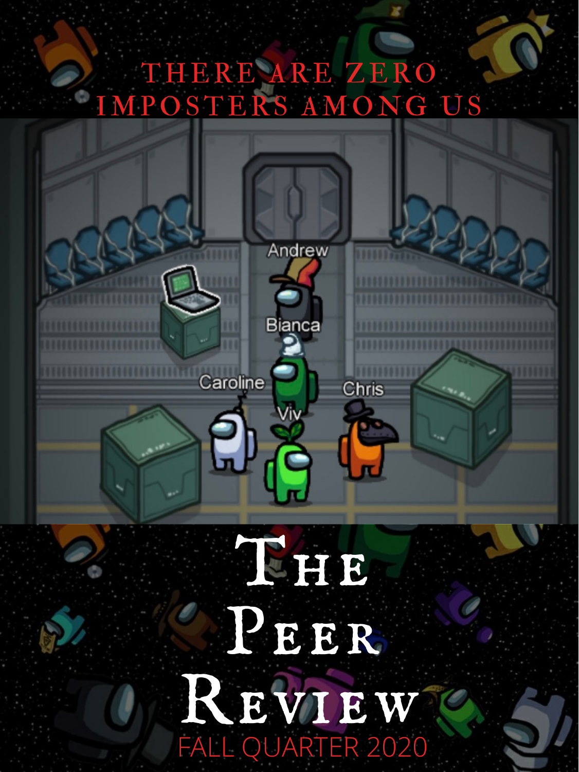THERE ARE ZERO IMPOSTERS AMONG US

Andrew

Bianca

Caroline

Chris

Viv

# The Peer Review

FALL QUARTER 2020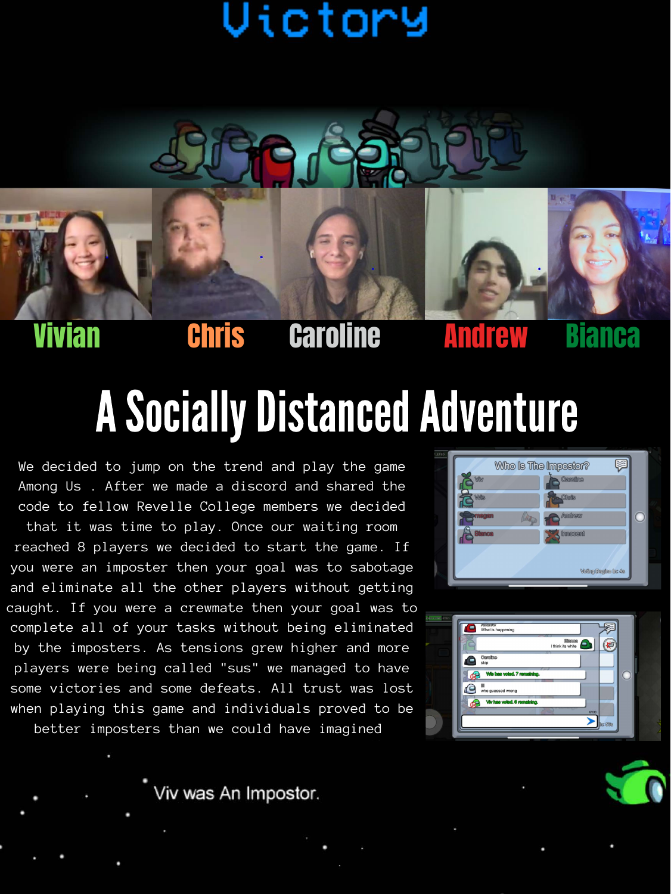# Victory

Vivian Chris Caroline Andrew Bianca

# A Socially Distanced Adventure

We decided to jump on the trend and play the game Among Us . After we made a discord and shared the code to fellow Revelle College members we decided that it was time to play. Once our waiting room reached 8 players we decided to start the game. If you were an imposter then your goal was to sabotage and eliminate all the other players without getting caught. If you were a crewmate then your goal was to complete all of your tasks without being eliminated by the imposters. As tensions grew higher and more players were being called "sus" we managed to have some victories and some defeats. All trust was lost when playing this game and individuals proved to be better imposters than we could have imagined

Viv was An Impostor.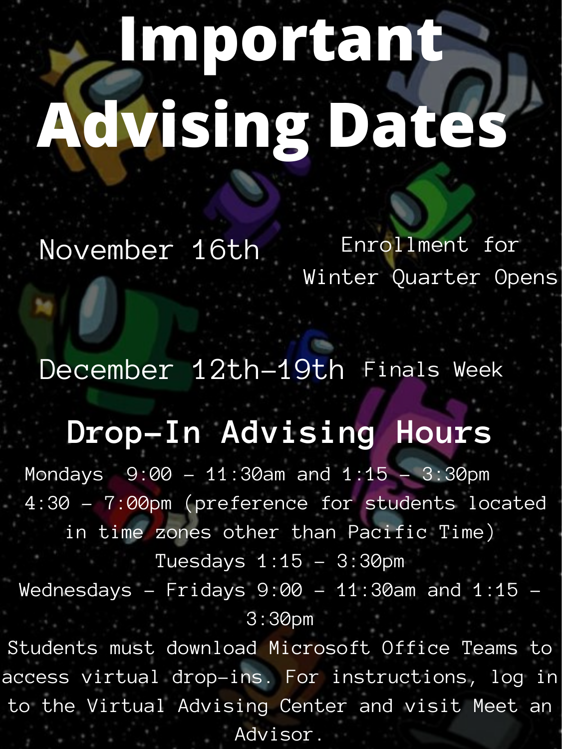# Important Advising Dates

November 16th — Enrollment for Winter Quarter Opens

December 12th–19th — Finals Week

## Drop-In Advising Hours

Mondays 9:00 - 11:30am and 1:15 - 3:30pm
4:30 - 7:00pm (preference for students located in time zones other than Pacific Time)

Tuesdays 1:15 - 3:30pm

Wednesdays - Fridays 9:00 - 11:30am and 1:15 - 3:30pm

Students must download Microsoft Office Teams to access virtual drop-ins. For instructions, log in to the Virtual Advising Center and visit Meet an Advisor.